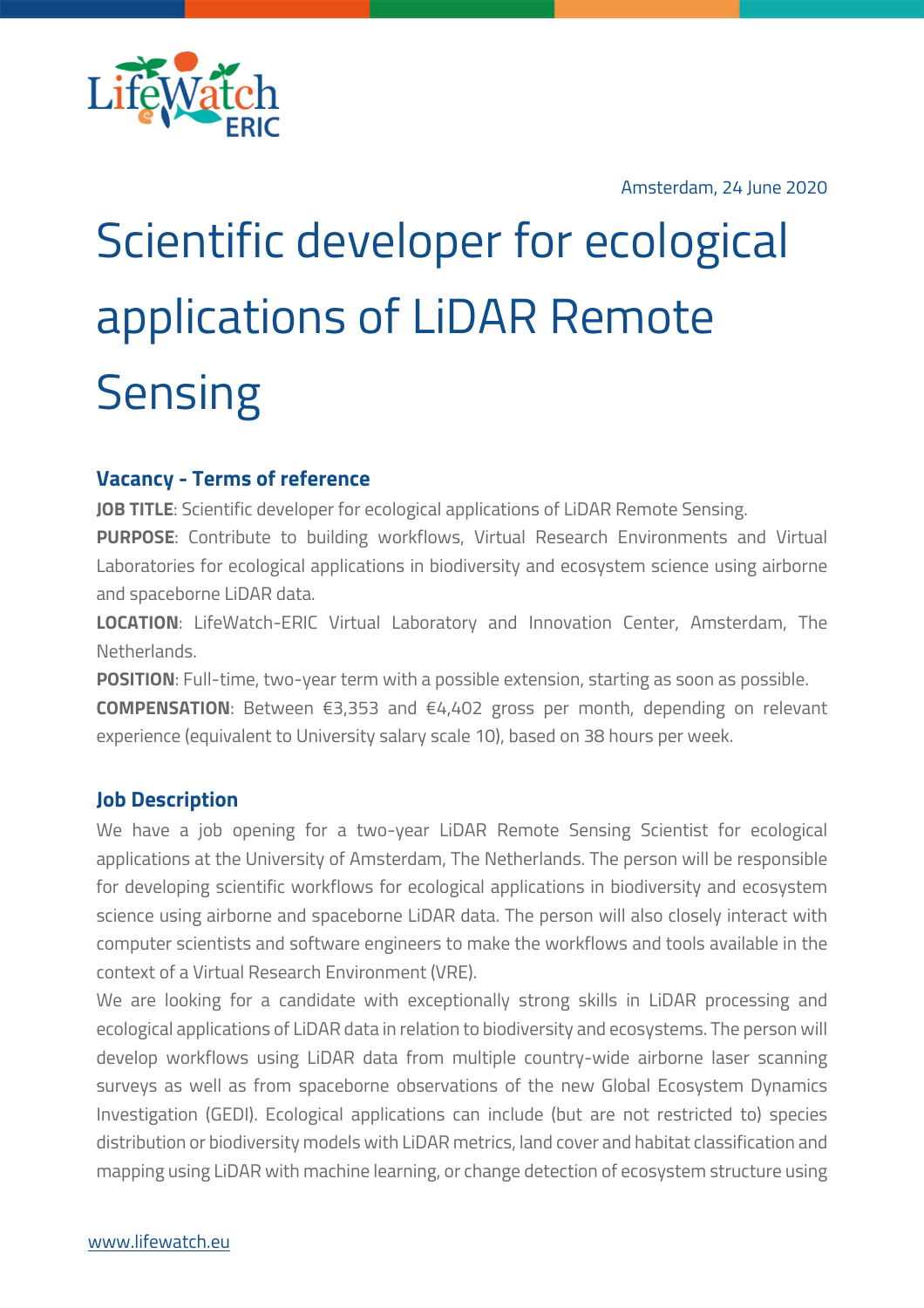Amsterdam, 24 June 2020

# Scientific developer for ecological applications of LiDAR Remote Sensing

## Vacancy - Terms of reference

**JOB TITLE**: Scientific developer for ecological applications of LiDAR Remote Sensing.

**PURPOSE**: Contribute to building workflows, Virtual Research Environments and Virtual Laboratories for ecological applications in biodiversity and ecosystem science using airborne and spaceborne LiDAR data.

**LOCATION**: LifeWatch-ERIC Virtual Laboratory and Innovation Center, Amsterdam, The Netherlands.

**POSITION**: Full-time, two-year term with a possible extension, starting as soon as possible.

**COMPENSATION**: Between €3,353 and €4,402 gross per month, depending on relevant experience (equivalent to University salary scale 10), based on 38 hours per week.

## Job Description

We have a job opening for a two-year LiDAR Remote Sensing Scientist for ecological applications at the University of Amsterdam, The Netherlands. The person will be responsible for developing scientific workflows for ecological applications in biodiversity and ecosystem science using airborne and spaceborne LiDAR data. The person will also closely interact with computer scientists and software engineers to make the workflows and tools available in the context of a Virtual Research Environment (VRE).

We are looking for a candidate with exceptionally strong skills in LiDAR processing and ecological applications of LiDAR data in relation to biodiversity and ecosystems. The person will develop workflows using LiDAR data from multiple country-wide airborne laser scanning surveys as well as from spaceborne observations of the new Global Ecosystem Dynamics Investigation (GEDI). Ecological applications can include (but are not restricted to) species distribution or biodiversity models with LiDAR metrics, land cover and habitat classification and mapping using LiDAR with machine learning, or change detection of ecosystem structure using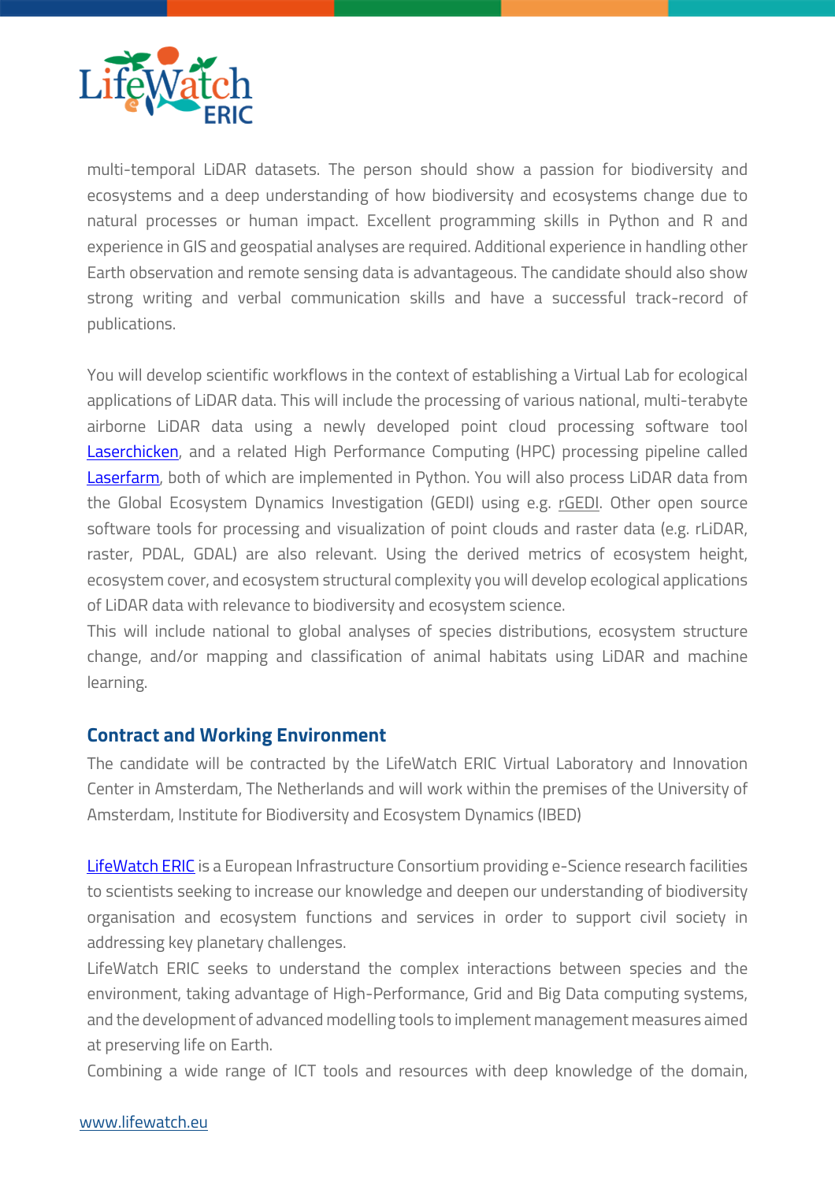multi-temporal LiDAR datasets. The person should show a passion for biodiversity and ecosystems and a deep understanding of how biodiversity and ecosystems change due to natural processes or human impact. Excellent programming skills in Python and R and experience in GIS and geospatial analyses are required. Additional experience in handling other Earth observation and remote sensing data is advantageous. The candidate should also show strong writing and verbal communication skills and have a successful track-record of publications.

You will develop scientific workflows in the context of establishing a Virtual Lab for ecological applications of LiDAR data. This will include the processing of various national, multi-terabyte airborne LiDAR data using a newly developed point cloud processing software tool Laserchicken, and a related High Performance Computing (HPC) processing pipeline called Laserfarm, both of which are implemented in Python. You will also process LiDAR data from the Global Ecosystem Dynamics Investigation (GEDI) using e.g. rGEDI. Other open source software tools for processing and visualization of point clouds and raster data (e.g. rLiDAR, raster, PDAL, GDAL) are also relevant. Using the derived metrics of ecosystem height, ecosystem cover, and ecosystem structural complexity you will develop ecological applications of LiDAR data with relevance to biodiversity and ecosystem science.
This will include national to global analyses of species distributions, ecosystem structure change, and/or mapping and classification of animal habitats using LiDAR and machine learning.

## Contract and Working Environment

The candidate will be contracted by the LifeWatch ERIC Virtual Laboratory and Innovation Center in Amsterdam, The Netherlands and will work within the premises of the University of Amsterdam, Institute for Biodiversity and Ecosystem Dynamics (IBED)

LifeWatch ERIC is a European Infrastructure Consortium providing e-Science research facilities to scientists seeking to increase our knowledge and deepen our understanding of biodiversity organisation and ecosystem functions and services in order to support civil society in addressing key planetary challenges.
LifeWatch ERIC seeks to understand the complex interactions between species and the environment, taking advantage of High-Performance, Grid and Big Data computing systems, and the development of advanced modelling tools to implement management measures aimed at preserving life on Earth.
Combining a wide range of ICT tools and resources with deep knowledge of the domain,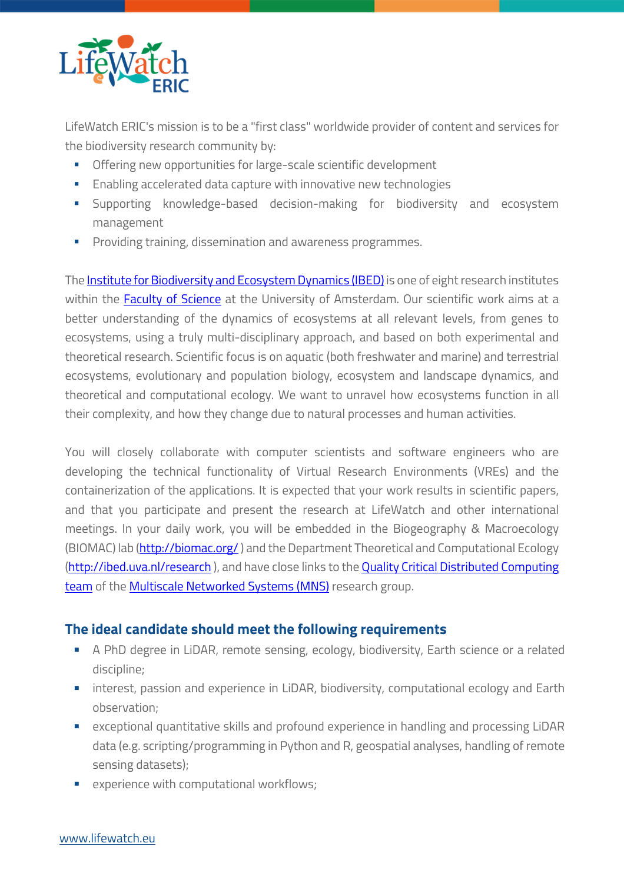LifeWatch ERIC's mission is to be a "first class" worldwide provider of content and services for the biodiversity research community by:

- Offering new opportunities for large-scale scientific development
- Enabling accelerated data capture with innovative new technologies
- Supporting knowledge-based decision-making for biodiversity and ecosystem management
- Providing training, dissemination and awareness programmes.

The Institute for Biodiversity and Ecosystem Dynamics (IBED) is one of eight research institutes within the Faculty of Science at the University of Amsterdam. Our scientific work aims at a better understanding of the dynamics of ecosystems at all relevant levels, from genes to ecosystems, using a truly multi-disciplinary approach, and based on both experimental and theoretical research. Scientific focus is on aquatic (both freshwater and marine) and terrestrial ecosystems, evolutionary and population biology, ecosystem and landscape dynamics, and theoretical and computational ecology. We want to unravel how ecosystems function in all their complexity, and how they change due to natural processes and human activities.

You will closely collaborate with computer scientists and software engineers who are developing the technical functionality of Virtual Research Environments (VREs) and the containerization of the applications. It is expected that your work results in scientific papers, and that you participate and present the research at LifeWatch and other international meetings. In your daily work, you will be embedded in the Biogeography & Macroecology (BIOMAC) lab (http://biomac.org/ ) and the Department Theoretical and Computational Ecology (http://ibed.uva.nl/research ), and have close links to the Quality Critical Distributed Computing team of the Multiscale Networked Systems (MNS) research group.

## The ideal candidate should meet the following requirements

- A PhD degree in LiDAR, remote sensing, ecology, biodiversity, Earth science or a related discipline;
- interest, passion and experience in LiDAR, biodiversity, computational ecology and Earth observation;
- exceptional quantitative skills and profound experience in handling and processing LiDAR data (e.g. scripting/programming in Python and R, geospatial analyses, handling of remote sensing datasets);
- experience with computational workflows;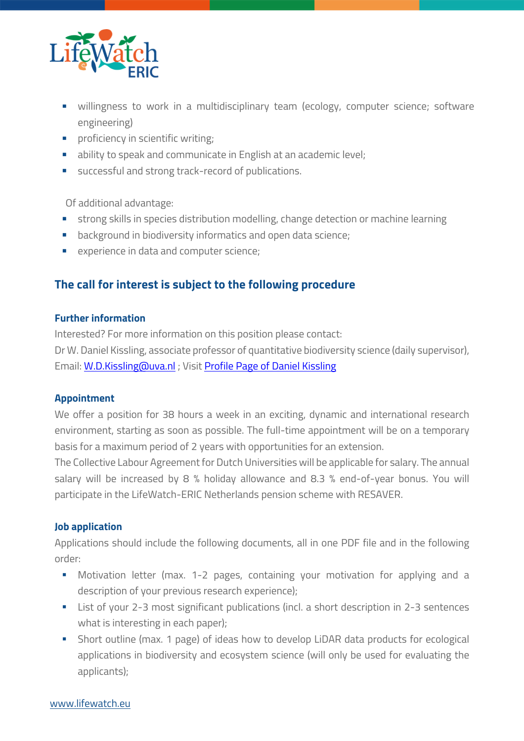- willingness to work in a multidisciplinary team (ecology, computer science; software engineering)
- proficiency in scientific writing;
- ability to speak and communicate in English at an academic level;
- successful and strong track-record of publications.

Of additional advantage:

- strong skills in species distribution modelling, change detection or machine learning
- background in biodiversity informatics and open data science;
- experience in data and computer science;

## The call for interest is subject to the following procedure

### Further information

Interested? For more information on this position please contact:
Dr W. Daniel Kissling, associate professor of quantitative biodiversity science (daily supervisor), Email: W.D.Kissling@uva.nl ; Visit Profile Page of Daniel Kissling

### Appointment

We offer a position for 38 hours a week in an exciting, dynamic and international research environment, starting as soon as possible. The full-time appointment will be on a temporary basis for a maximum period of 2 years with opportunities for an extension.
The Collective Labour Agreement for Dutch Universities will be applicable for salary. The annual salary will be increased by 8 % holiday allowance and 8.3 % end-of-year bonus. You will participate in the LifeWatch-ERIC Netherlands pension scheme with RESAVER.

### Job application

Applications should include the following documents, all in one PDF file and in the following order:

- Motivation letter (max. 1-2 pages, containing your motivation for applying and a description of your previous research experience);
- List of your 2-3 most significant publications (incl. a short description in 2-3 sentences what is interesting in each paper);
- Short outline (max. 1 page) of ideas how to develop LiDAR data products for ecological applications in biodiversity and ecosystem science (will only be used for evaluating the applicants);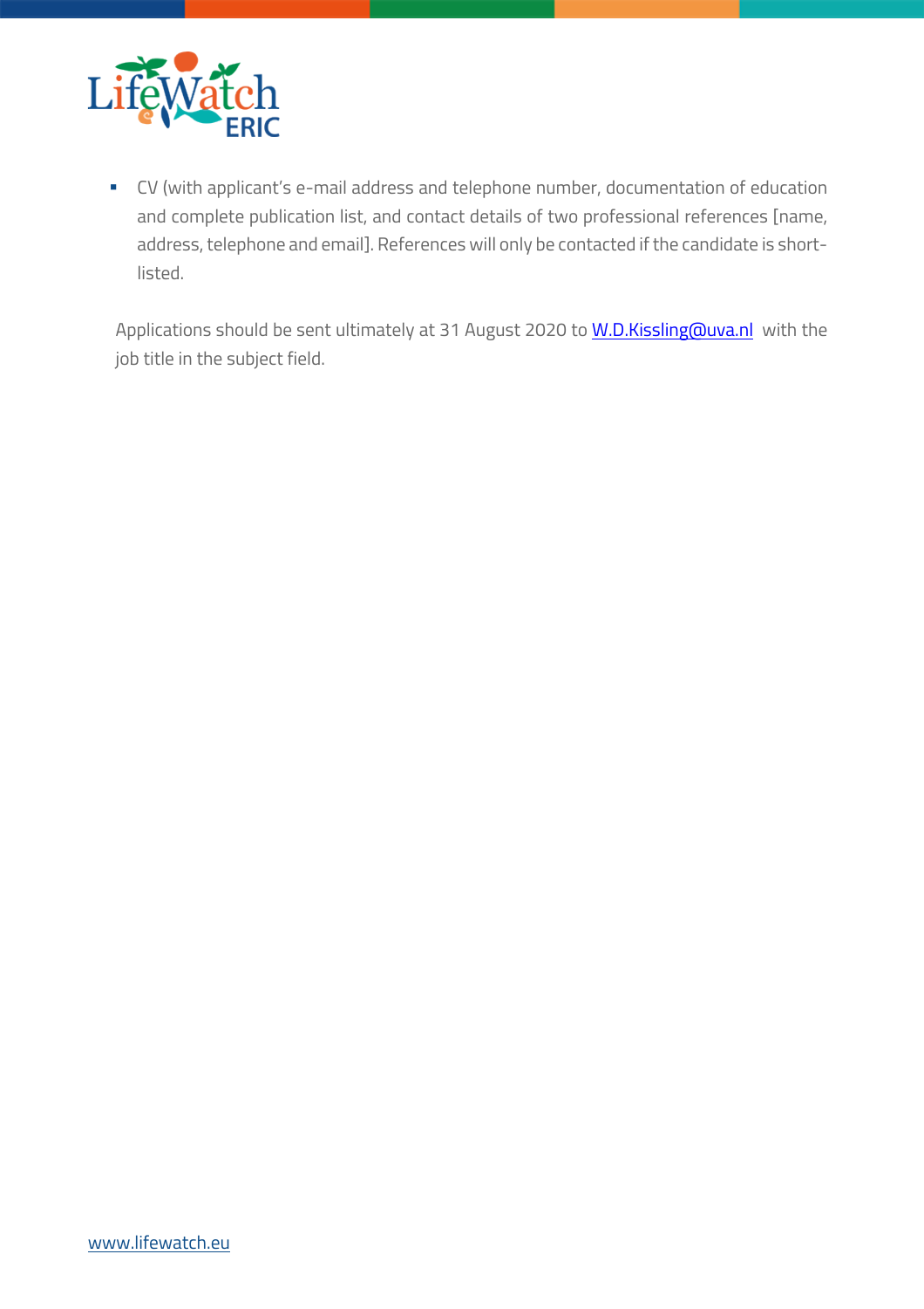- CV (with applicant's e-mail address and telephone number, documentation of education and complete publication list, and contact details of two professional references [name, address, telephone and email]. References will only be contacted if the candidate is short-listed.

Applications should be sent ultimately at 31 August 2020 to W.D.Kissling@uva.nl with the job title in the subject field.